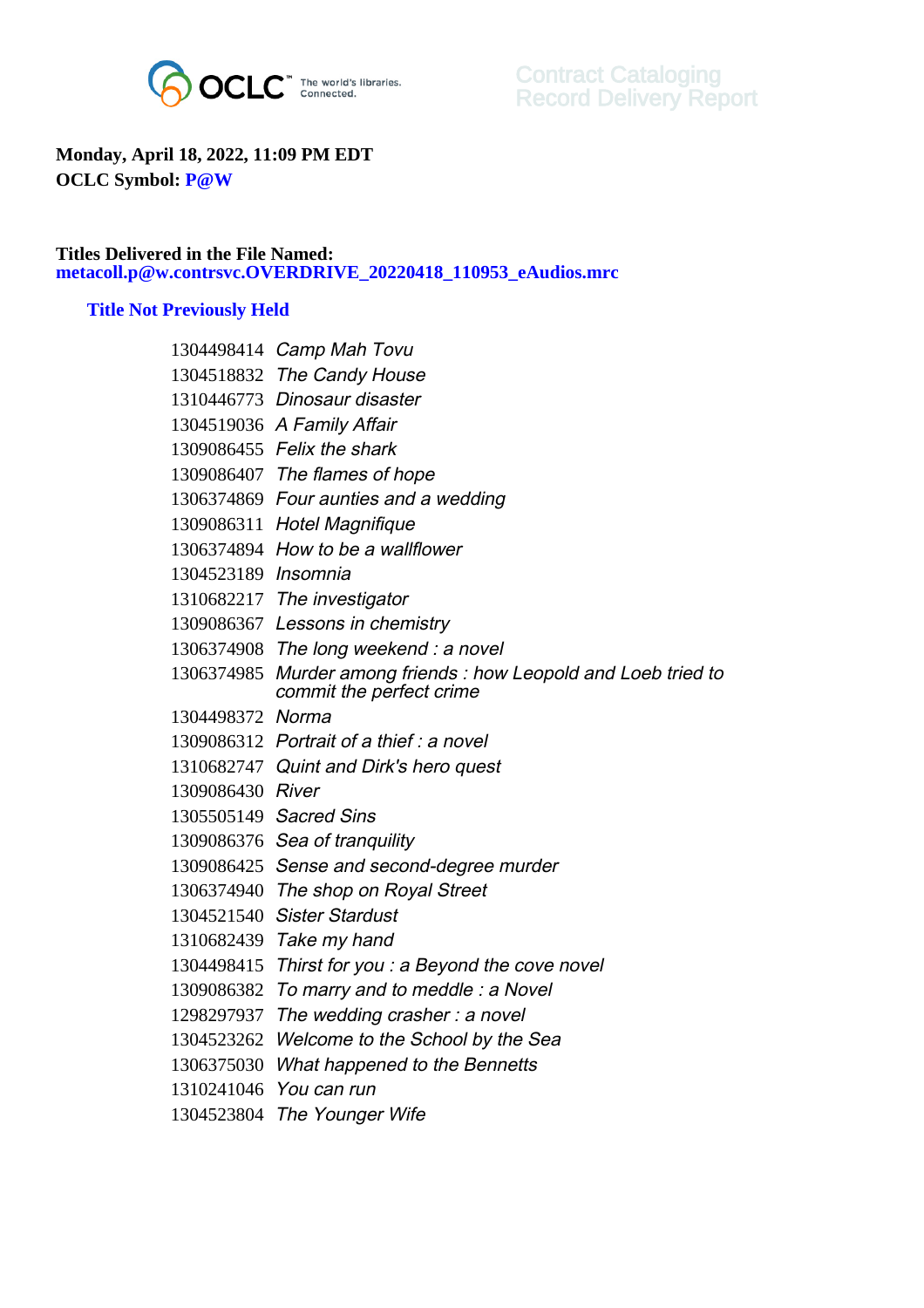OCLC The world's libraries. Connected.

Contract Cataloging
Record Delivery Report

**Monday, April 18, 2022, 11:09 PM EDT**
**OCLC Symbol: P@W**

**Titles Delivered in the File Named:**
**metacoll.p@w.contrsvc.OVERDRIVE_20220418_110953_eAudios.mrc**

### Title Not Previously Held

| | |
|---|---|
| 1304498414 | *Camp Mah Tovu* |
| 1304518832 | *The Candy House* |
| 1310446773 | *Dinosaur disaster* |
| 1304519036 | *A Family Affair* |
| 1309086455 | *Felix the shark* |
| 1309086407 | *The flames of hope* |
| 1306374869 | *Four aunties and a wedding* |
| 1309086311 | *Hotel Magnifique* |
| 1306374894 | *How to be a wallflower* |
| 1304523189 | *Insomnia* |
| 1310682217 | *The investigator* |
| 1309086367 | *Lessons in chemistry* |
| 1306374908 | *The long weekend : a novel* |
| 1306374985 | *Murder among friends : how Leopold and Loeb tried to commit the perfect crime* |
| 1304498372 | *Norma* |
| 1309086312 | *Portrait of a thief : a novel* |
| 1310682747 | *Quint and Dirk's hero quest* |
| 1309086430 | *River* |
| 1305505149 | *Sacred Sins* |
| 1309086376 | *Sea of tranquility* |
| 1309086425 | *Sense and second-degree murder* |
| 1306374940 | *The shop on Royal Street* |
| 1304521540 | *Sister Stardust* |
| 1310682439 | *Take my hand* |
| 1304498415 | *Thirst for you : a Beyond the cove novel* |
| 1309086382 | *To marry and to meddle : a Novel* |
| 1298297937 | *The wedding crasher : a novel* |
| 1304523262 | *Welcome to the School by the Sea* |
| 1306375030 | *What happened to the Bennetts* |
| 1310241046 | *You can run* |
| 1304523804 | *The Younger Wife* |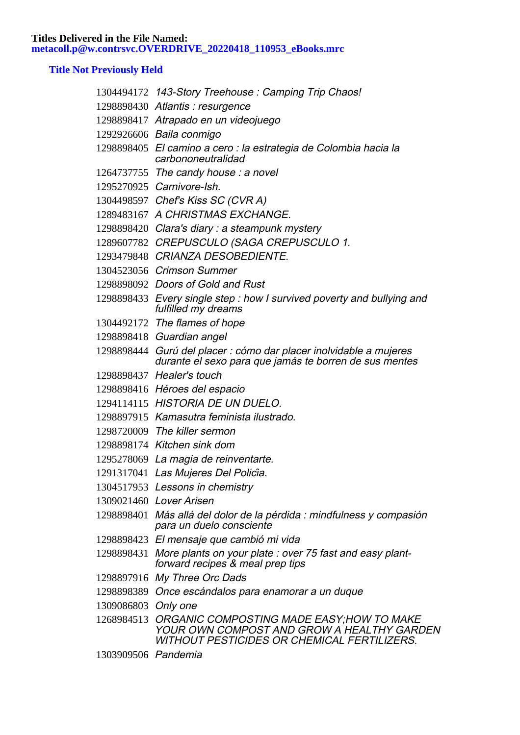**Titles Delivered in the File Named:**
**metacoll.p@w.contrsvc.OVERDRIVE_20220418_110953_eBooks.mrc**

## Title Not Previously Held

| | |
|---|---|
| 1304494172 | *143-Story Treehouse : Camping Trip Chaos!* |
| 1298898430 | *Atlantis : resurgence* |
| 1298898417 | *Atrapado en un videojuego* |
| 1292926606 | *Baila conmigo* |
| 1298898405 | *El camino a cero : la estrategia de Colombia hacia la carbononeutralidad* |
| 1264737755 | *The candy house : a novel* |
| 1295270925 | *Carnivore-Ish.* |
| 1304498597 | *Chef's Kiss SC (CVR A)* |
| 1289483167 | *A CHRISTMAS EXCHANGE.* |
| 1298898420 | *Clara's diary : a steampunk mystery* |
| 1289607782 | *CREPUSCULO (SAGA CREPUSCULO 1.* |
| 1293479848 | *CRIANZA DESOBEDIENTE.* |
| 1304523056 | *Crimson Summer* |
| 1298898092 | *Doors of Gold and Rust* |
| 1298898433 | *Every single step : how I survived poverty and bullying and fulfilled my dreams* |
| 1304492172 | *The flames of hope* |
| 1298898418 | *Guardian angel* |
| 1298898444 | *Gurú del placer : cómo dar placer inolvidable a mujeres durante el sexo para que jamás te borren de sus mentes* |
| 1298898437 | *Healer's touch* |
| 1298898416 | *Héroes del espacio* |
| 1294114115 | *HISTORIA DE UN DUELO.* |
| 1298897915 | *Kamasutra feminista ilustrado.* |
| 1298720009 | *The killer sermon* |
| 1298898174 | *Kitchen sink dom* |
| 1295278069 | *La magia de reinventarte.* |
| 1291317041 | *Las Mujeres Del Policĩa.* |
| 1304517953 | *Lessons in chemistry* |
| 1309021460 | *Lover Arisen* |
| 1298898401 | *Más allá del dolor de la pérdida : mindfulness y compasión para un duelo consciente* |
| 1298898423 | *El mensaje que cambió mi vida* |
| 1298898431 | *More plants on your plate : over 75 fast and easy plant-forward recipes & meal prep tips* |
| 1298897916 | *My Three Orc Dads* |
| 1298898389 | *Once escándalos para enamorar a un duque* |
| 1309086803 | *Only one* |
| 1268984513 | *ORGANIC COMPOSTING MADE EASY;HOW TO MAKE YOUR OWN COMPOST AND GROW A HEALTHY GARDEN WITHOUT PESTICIDES OR CHEMICAL FERTILIZERS.* |
| 1303909506 | *Pandemia* |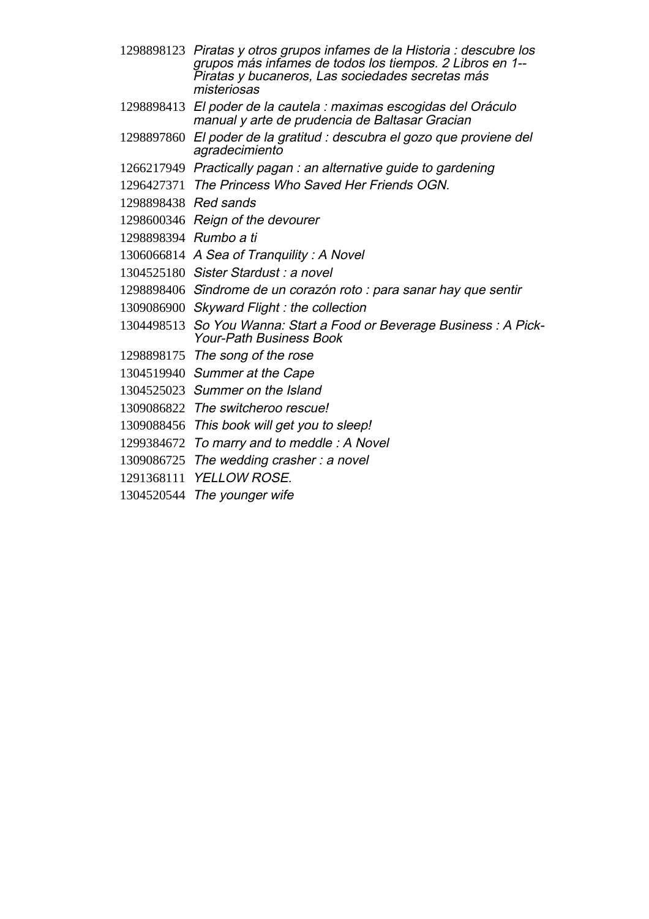1298898123 *Piratas y otros grupos infames de la Historia : descubre los grupos más infames de todos los tiempos. 2 Libros en 1-- Piratas y bucaneros, Las sociedades secretas más misteriosas*

1298898413 *El poder de la cautela : maximas escogidas del Oráculo manual y arte de prudencia de Baltasar Gracian*

1298897860 *El poder de la gratitud : descubra el gozo que proviene del agradecimiento*

1266217949 *Practically pagan : an alternative guide to gardening*

1296427371 *The Princess Who Saved Her Friends OGN.*

1298898438 *Red sands*

1298600346 *Reign of the devourer*

1298898394 *Rumbo a ti*

1306066814 *A Sea of Tranquility : A Novel*

1304525180 *Sister Stardust : a novel*

1298898406 *Síndrome de un corazón roto : para sanar hay que sentir*

1309086900 *Skyward Flight : the collection*

1304498513 *So You Wanna: Start a Food or Beverage Business : A Pick-Your-Path Business Book*

1298898175 *The song of the rose*

1304519940 *Summer at the Cape*

1304525023 *Summer on the Island*

1309086822 *The switcheroo rescue!*

1309088456 *This book will get you to sleep!*

1299384672 *To marry and to meddle : A Novel*

1309086725 *The wedding crasher : a novel*

1291368111 *YELLOW ROSE.*

1304520544 *The younger wife*